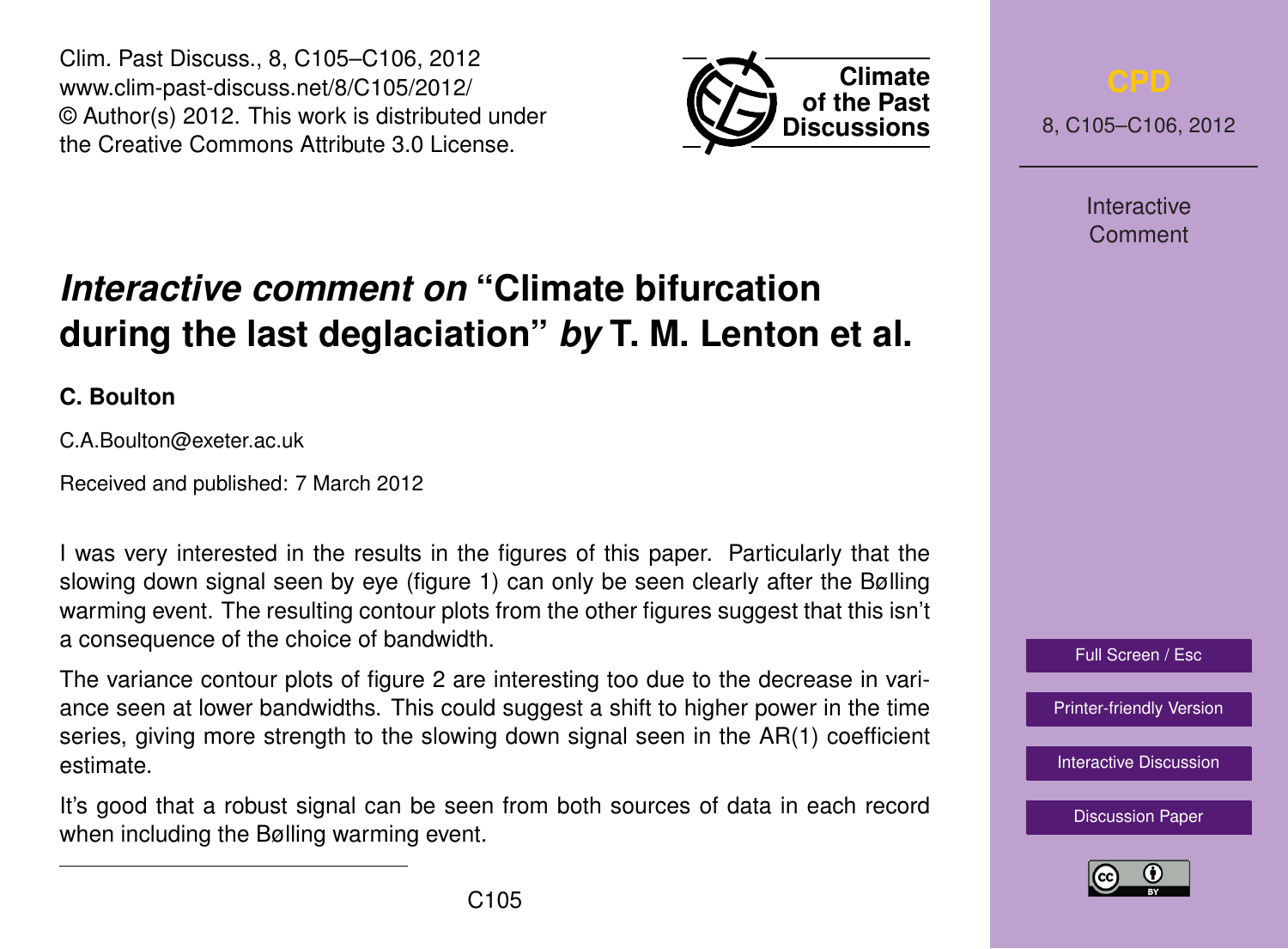Clim. Past Discuss., 8, C105–C106, 2012
www.clim-past-discuss.net/8/C105/2012/
© Author(s) 2012. This work is distributed under the Creative Commons Attribute 3.0 License.

# *Interactive comment on* "Climate bifurcation during the last deglaciation" *by* T. M. Lenton et al.

**C. Boulton**

C.A.Boulton@exeter.ac.uk

Received and published: 7 March 2012

I was very interested in the results in the figures of this paper. Particularly that the slowing down signal seen by eye (figure 1) can only be seen clearly after the Bølling warming event. The resulting contour plots from the other figures suggest that this isn't a consequence of the choice of bandwidth.

The variance contour plots of figure 2 are interesting too due to the decrease in variance seen at lower bandwidths. This could suggest a shift to higher power in the time series, giving more strength to the slowing down signal seen in the AR(1) coefficient estimate.

It's good that a robust signal can be seen from both sources of data in each record when including the Bølling warming event.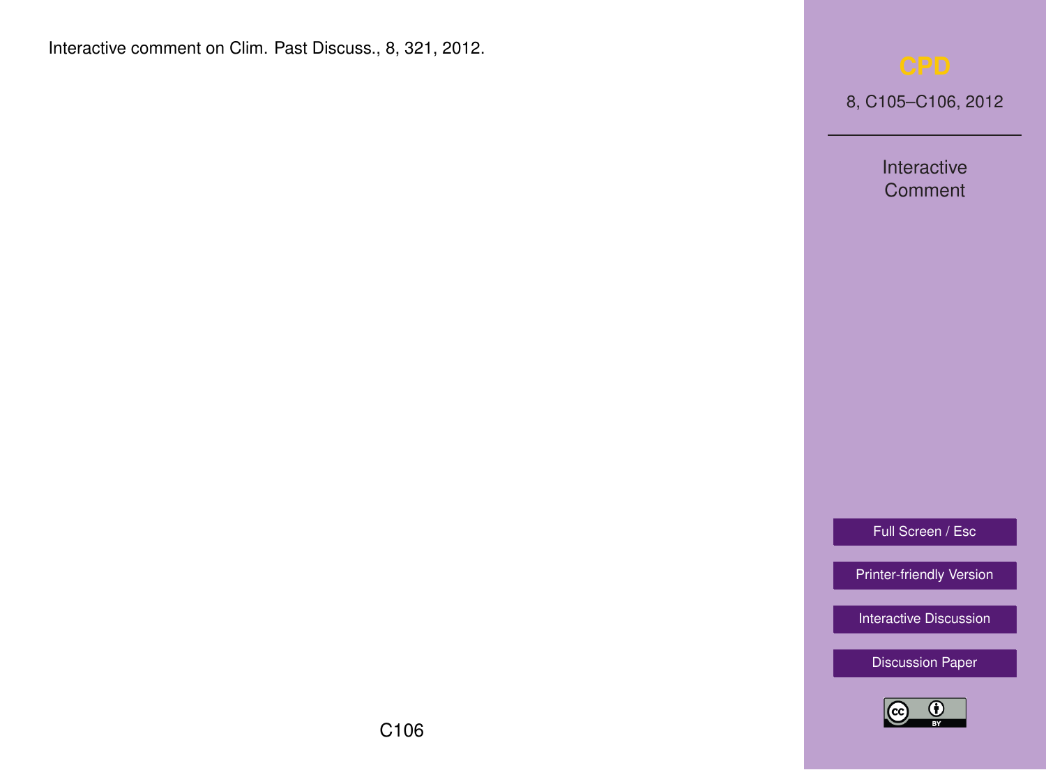Interactive comment on Clim. Past Discuss., 8, 321, 2012.